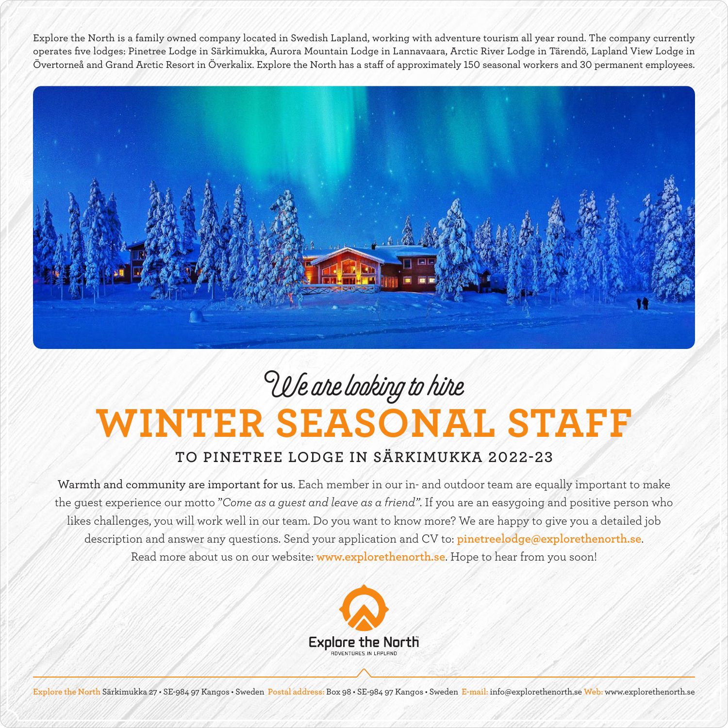Explore the North is a family owned company located in Swedish Lapland, working with adventure tourism all year round. The company currently operates five lodges: Pinetree Lodge in Särkimukka, Aurora Mountain Lodge in Lannavaara, Arctic River Lodge in Tärendö, Lapland View Lodge in Övertorneå and Grand Arctic Resort in Överkalix. Explore the North has a staff of approximately 150 seasonal workers and 30 permanent employees.

*We are looking to hire*

# WINTER SEASONAL STAFF

## TO PINETREE LODGE IN SÄRKIMUKKA 2022-23

**Warmth and community are important for us.** Each member in our in- and outdoor team are equally important to make the guest experience our motto *"Come as a guest and leave as a friend"*. If you are an easygoing and positive person who likes challenges, you will work well in our team. Do you want to know more? We are happy to give you a detailed job description and answer any questions. Send your application and CV to: **pinetreelodge@explorethenorth.se**. Read more about us on our website: **www.explorethenorth.se**. Hope to hear from you soon!

Explore the North
ADVENTURES IN LAPLAND

Explore the North Särkimukka 27 • SE-984 97 Kangos • Sweden Postal address: Box 98 • SE-984 97 Kangos • Sweden E-mail: info@explorethenorth.se Web: www.explorethenorth.se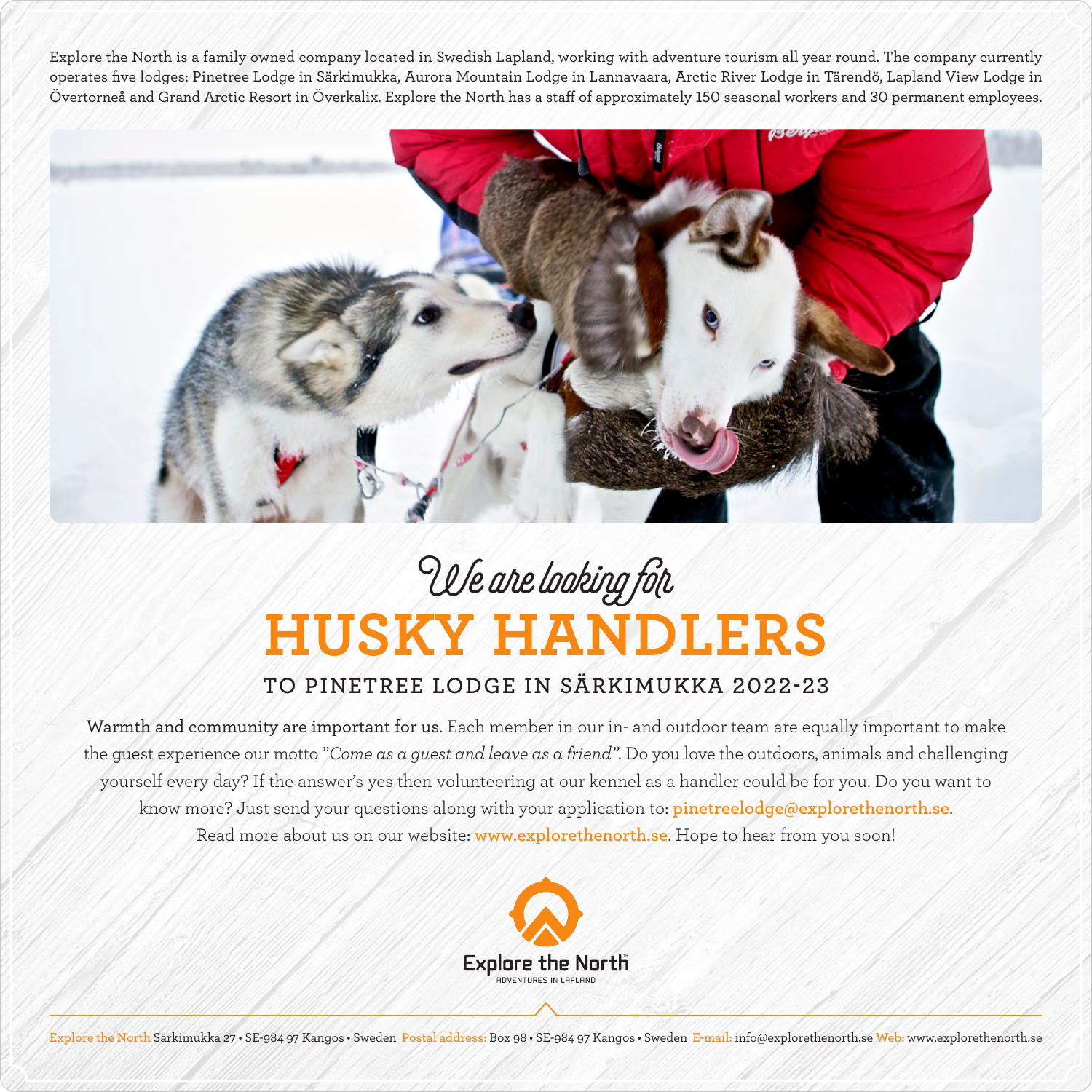Explore the North is a family owned company located in Swedish Lapland, working with adventure tourism all year round. The company currently operates five lodges: Pinetree Lodge in Särkimukka, Aurora Mountain Lodge in Lannavaara, Arctic River Lodge in Tärendö, Lapland View Lodge in Övertorneå and Grand Arctic Resort in Överkalix. Explore the North has a staff of approximately 150 seasonal workers and 30 permanent employees.

*We are looking for*

# HUSKY HANDLERS

## TO PINETREE LODGE IN SÄRKIMUKKA 2022-23

**Warmth and community are important for us.** Each member in our in- and outdoor team are equally important to make the guest experience our motto *"Come as a guest and leave as a friend"*. Do you love the outdoors, animals and challenging yourself every day? If the answer's yes then volunteering at our kennel as a handler could be for you. Do you want to know more? Just send your questions along with your application to: **pinetreelodge@explorethenorth.se**. Read more about us on our website: **www.explorethenorth.se**. Hope to hear from you soon!

Explore the North™
ADVENTURES IN LAPLAND

Explore the North Särkimukka 27 • SE-984 97 Kangos • Sweden Postal address: Box 98 • SE-984 97 Kangos • Sweden E-mail: info@explorethenorth.se Web: www.explorethenorth.se